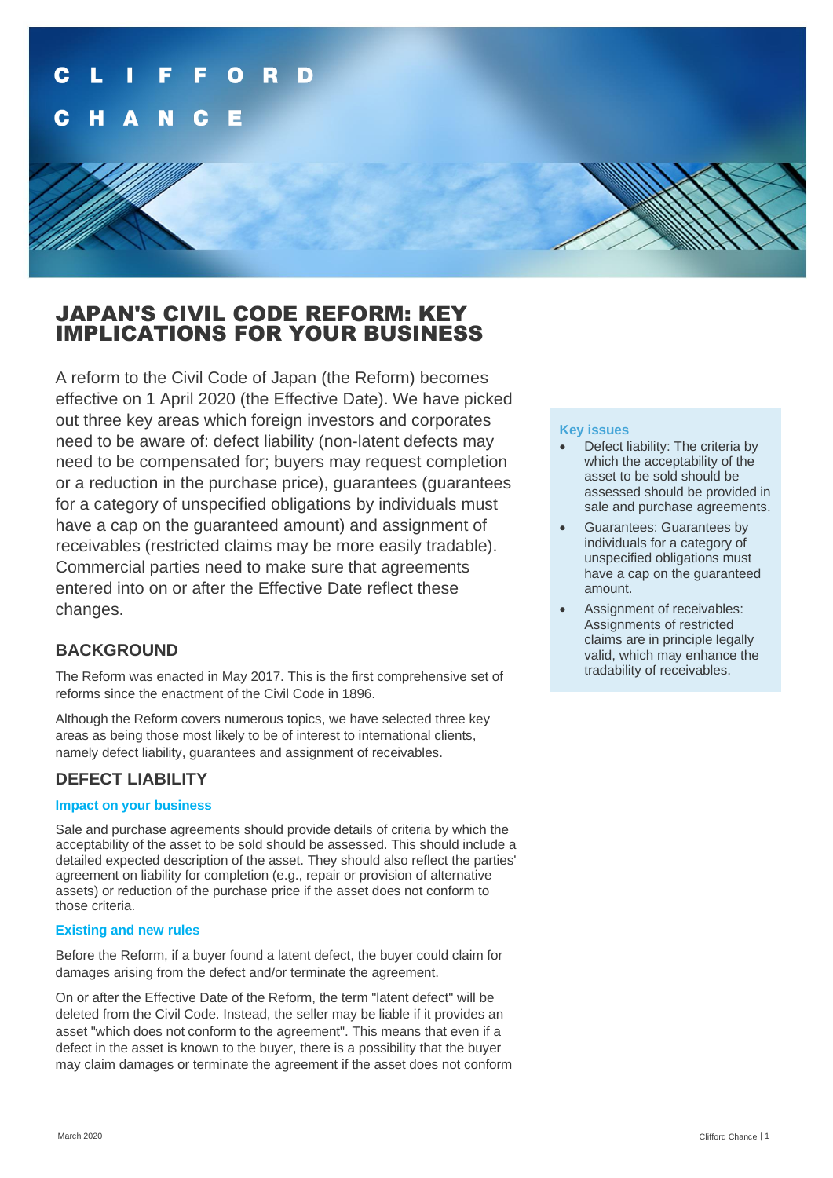CLIFFORD CHANCE

# JAPAN'S CIVIL CODE REFORM: KEY IMPLICATIONS FOR YOUR BUSINESS

A reform to the Civil Code of Japan (the Reform) becomes effective on 1 April 2020 (the Effective Date). We have picked out three key areas which foreign investors and corporates need to be aware of: defect liability (non-latent defects may need to be compensated for; buyers may request completion or a reduction in the purchase price), guarantees (guarantees for a category of unspecified obligations by individuals must have a cap on the guaranteed amount) and assignment of receivables (restricted claims may be more easily tradable). Commercial parties need to make sure that agreements entered into on or after the Effective Date reflect these changes.

### Key issues

- Defect liability: The criteria by which the acceptability of the asset to be sold should be assessed should be provided in sale and purchase agreements.
- Guarantees: Guarantees by individuals for a category of unspecified obligations must have a cap on the guaranteed amount.
- Assignment of receivables: Assignments of restricted claims are in principle legally valid, which may enhance the tradability of receivables.

## BACKGROUND

The Reform was enacted in May 2017. This is the first comprehensive set of reforms since the enactment of the Civil Code in 1896.

Although the Reform covers numerous topics, we have selected three key areas as being those most likely to be of interest to international clients, namely defect liability, guarantees and assignment of receivables.

## DEFECT LIABILITY

### Impact on your business

Sale and purchase agreements should provide details of criteria by which the acceptability of the asset to be sold should be assessed. This should include a detailed expected description of the asset. They should also reflect the parties' agreement on liability for completion (e.g., repair or provision of alternative assets) or reduction of the purchase price if the asset does not conform to those criteria.

### Existing and new rules

Before the Reform, if a buyer found a latent defect, the buyer could claim for damages arising from the defect and/or terminate the agreement.

On or after the Effective Date of the Reform, the term "latent defect" will be deleted from the Civil Code. Instead, the seller may be liable if it provides an asset "which does not conform to the agreement". This means that even if a defect in the asset is known to the buyer, there is a possibility that the buyer may claim damages or terminate the agreement if the asset does not conform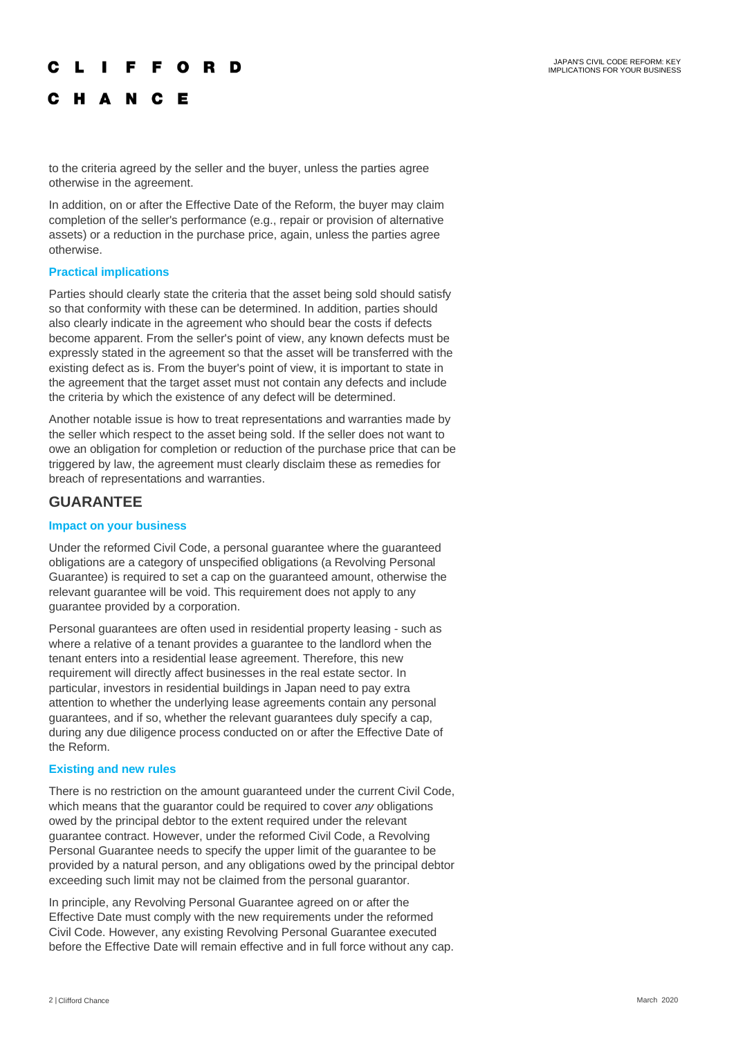to the criteria agreed by the seller and the buyer, unless the parties agree otherwise in the agreement.

In addition, on or after the Effective Date of the Reform, the buyer may claim completion of the seller's performance (e.g., repair or provision of alternative assets) or a reduction in the purchase price, again, unless the parties agree otherwise.

### Practical implications

Parties should clearly state the criteria that the asset being sold should satisfy so that conformity with these can be determined. In addition, parties should also clearly indicate in the agreement who should bear the costs if defects become apparent. From the seller's point of view, any known defects must be expressly stated in the agreement so that the asset will be transferred with the existing defect as is. From the buyer's point of view, it is important to state in the agreement that the target asset must not contain any defects and include the criteria by which the existence of any defect will be determined.

Another notable issue is how to treat representations and warranties made by the seller which respect to the asset being sold. If the seller does not want to owe an obligation for completion or reduction of the purchase price that can be triggered by law, the agreement must clearly disclaim these as remedies for breach of representations and warranties.

## GUARANTEE

### Impact on your business

Under the reformed Civil Code, a personal guarantee where the guaranteed obligations are a category of unspecified obligations (a Revolving Personal Guarantee) is required to set a cap on the guaranteed amount, otherwise the relevant guarantee will be void. This requirement does not apply to any guarantee provided by a corporation.

Personal guarantees are often used in residential property leasing - such as where a relative of a tenant provides a guarantee to the landlord when the tenant enters into a residential lease agreement. Therefore, this new requirement will directly affect businesses in the real estate sector. In particular, investors in residential buildings in Japan need to pay extra attention to whether the underlying lease agreements contain any personal guarantees, and if so, whether the relevant guarantees duly specify a cap, during any due diligence process conducted on or after the Effective Date of the Reform.

### Existing and new rules

There is no restriction on the amount guaranteed under the current Civil Code, which means that the guarantor could be required to cover *any* obligations owed by the principal debtor to the extent required under the relevant guarantee contract. However, under the reformed Civil Code, a Revolving Personal Guarantee needs to specify the upper limit of the guarantee to be provided by a natural person, and any obligations owed by the principal debtor exceeding such limit may not be claimed from the personal guarantor.

In principle, any Revolving Personal Guarantee agreed on or after the Effective Date must comply with the new requirements under the reformed Civil Code. However, any existing Revolving Personal Guarantee executed before the Effective Date will remain effective and in full force without any cap.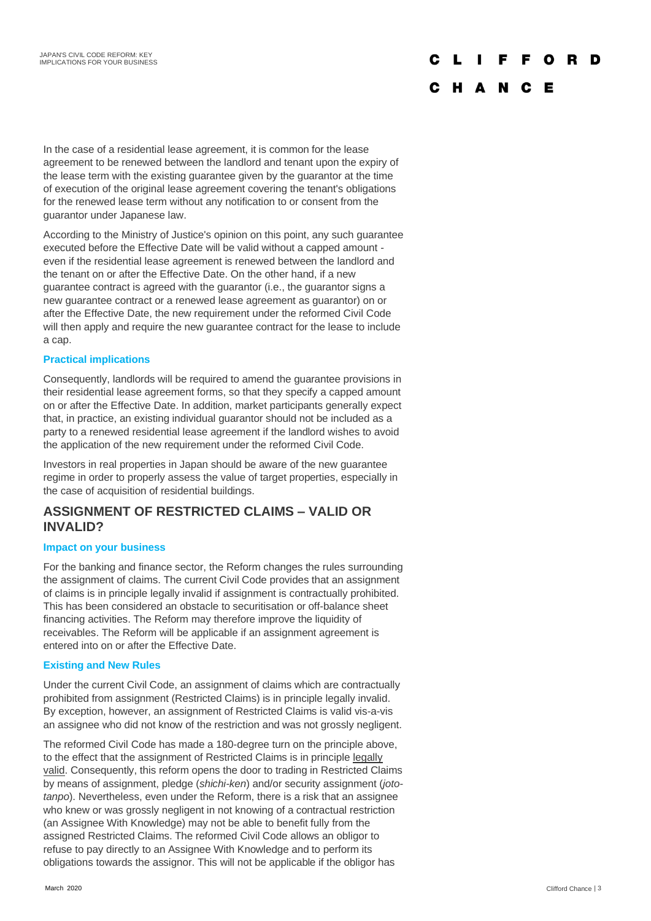In the case of a residential lease agreement, it is common for the lease agreement to be renewed between the landlord and tenant upon the expiry of the lease term with the existing guarantee given by the guarantor at the time of execution of the original lease agreement covering the tenant's obligations for the renewed lease term without any notification to or consent from the guarantor under Japanese law.

According to the Ministry of Justice's opinion on this point, any such guarantee executed before the Effective Date will be valid without a capped amount - even if the residential lease agreement is renewed between the landlord and the tenant on or after the Effective Date. On the other hand, if a new guarantee contract is agreed with the guarantor (i.e., the guarantor signs a new guarantee contract or a renewed lease agreement as guarantor) on or after the Effective Date, the new requirement under the reformed Civil Code will then apply and require the new guarantee contract for the lease to include a cap.

### Practical implications

Consequently, landlords will be required to amend the guarantee provisions in their residential lease agreement forms, so that they specify a capped amount on or after the Effective Date. In addition, market participants generally expect that, in practice, an existing individual guarantor should not be included as a party to a renewed residential lease agreement if the landlord wishes to avoid the application of the new requirement under the reformed Civil Code.

Investors in real properties in Japan should be aware of the new guarantee regime in order to properly assess the value of target properties, especially in the case of acquisition of residential buildings.

## ASSIGNMENT OF RESTRICTED CLAIMS – VALID OR INVALID?

### Impact on your business

For the banking and finance sector, the Reform changes the rules surrounding the assignment of claims. The current Civil Code provides that an assignment of claims is in principle legally invalid if assignment is contractually prohibited. This has been considered an obstacle to securitisation or off-balance sheet financing activities. The Reform may therefore improve the liquidity of receivables. The Reform will be applicable if an assignment agreement is entered into on or after the Effective Date.

### Existing and New Rules

Under the current Civil Code, an assignment of claims which are contractually prohibited from assignment (Restricted Claims) is in principle legally invalid. By exception, however, an assignment of Restricted Claims is valid vis-a-vis an assignee who did not know of the restriction and was not grossly negligent.

The reformed Civil Code has made a 180-degree turn on the principle above, to the effect that the assignment of Restricted Claims is in principle legally valid. Consequently, this reform opens the door to trading in Restricted Claims by means of assignment, pledge (*shichi-ken*) and/or security assignment (*joto-tanpo*). Nevertheless, even under the Reform, there is a risk that an assignee who knew or was grossly negligent in not knowing of a contractual restriction (an Assignee With Knowledge) may not be able to benefit fully from the assigned Restricted Claims. The reformed Civil Code allows an obligor to refuse to pay directly to an Assignee With Knowledge and to perform its obligations towards the assignor. This will not be applicable if the obligor has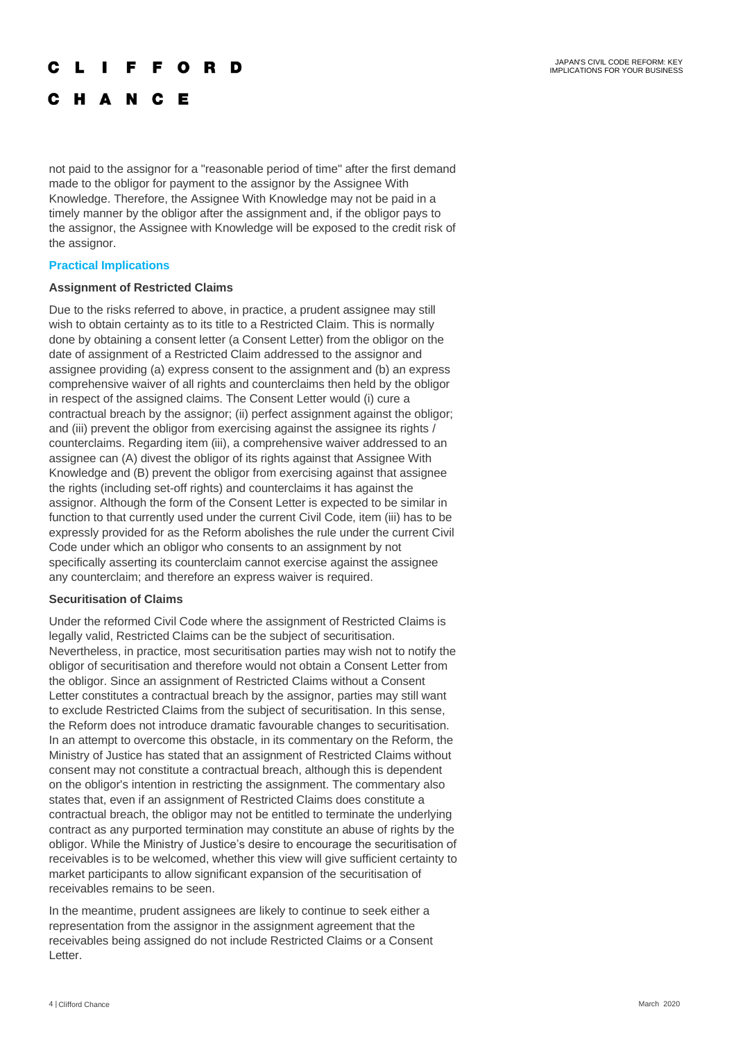not paid to the assignor for a "reasonable period of time" after the first demand made to the obligor for payment to the assignor by the Assignee With Knowledge. Therefore, the Assignee With Knowledge may not be paid in a timely manner by the obligor after the assignment and, if the obligor pays to the assignor, the Assignee with Knowledge will be exposed to the credit risk of the assignor.

## Practical Implications

### Assignment of Restricted Claims

Due to the risks referred to above, in practice, a prudent assignee may still wish to obtain certainty as to its title to a Restricted Claim. This is normally done by obtaining a consent letter (a Consent Letter) from the obligor on the date of assignment of a Restricted Claim addressed to the assignor and assignee providing (a) express consent to the assignment and (b) an express comprehensive waiver of all rights and counterclaims then held by the obligor in respect of the assigned claims. The Consent Letter would (i) cure a contractual breach by the assignor; (ii) perfect assignment against the obligor; and (iii) prevent the obligor from exercising against the assignee its rights / counterclaims. Regarding item (iii), a comprehensive waiver addressed to an assignee can (A) divest the obligor of its rights against that Assignee With Knowledge and (B) prevent the obligor from exercising against that assignee the rights (including set-off rights) and counterclaims it has against the assignor. Although the form of the Consent Letter is expected to be similar in function to that currently used under the current Civil Code, item (iii) has to be expressly provided for as the Reform abolishes the rule under the current Civil Code under which an obligor who consents to an assignment by not specifically asserting its counterclaim cannot exercise against the assignee any counterclaim; and therefore an express waiver is required.

### Securitisation of Claims

Under the reformed Civil Code where the assignment of Restricted Claims is legally valid, Restricted Claims can be the subject of securitisation. Nevertheless, in practice, most securitisation parties may wish not to notify the obligor of securitisation and therefore would not obtain a Consent Letter from the obligor. Since an assignment of Restricted Claims without a Consent Letter constitutes a contractual breach by the assignor, parties may still want to exclude Restricted Claims from the subject of securitisation. In this sense, the Reform does not introduce dramatic favourable changes to securitisation. In an attempt to overcome this obstacle, in its commentary on the Reform, the Ministry of Justice has stated that an assignment of Restricted Claims without consent may not constitute a contractual breach, although this is dependent on the obligor's intention in restricting the assignment. The commentary also states that, even if an assignment of Restricted Claims does constitute a contractual breach, the obligor may not be entitled to terminate the underlying contract as any purported termination may constitute an abuse of rights by the obligor. While the Ministry of Justice's desire to encourage the securitisation of receivables is to be welcomed, whether this view will give sufficient certainty to market participants to allow significant expansion of the securitisation of receivables remains to be seen.

In the meantime, prudent assignees are likely to continue to seek either a representation from the assignor in the assignment agreement that the receivables being assigned do not include Restricted Claims or a Consent Letter.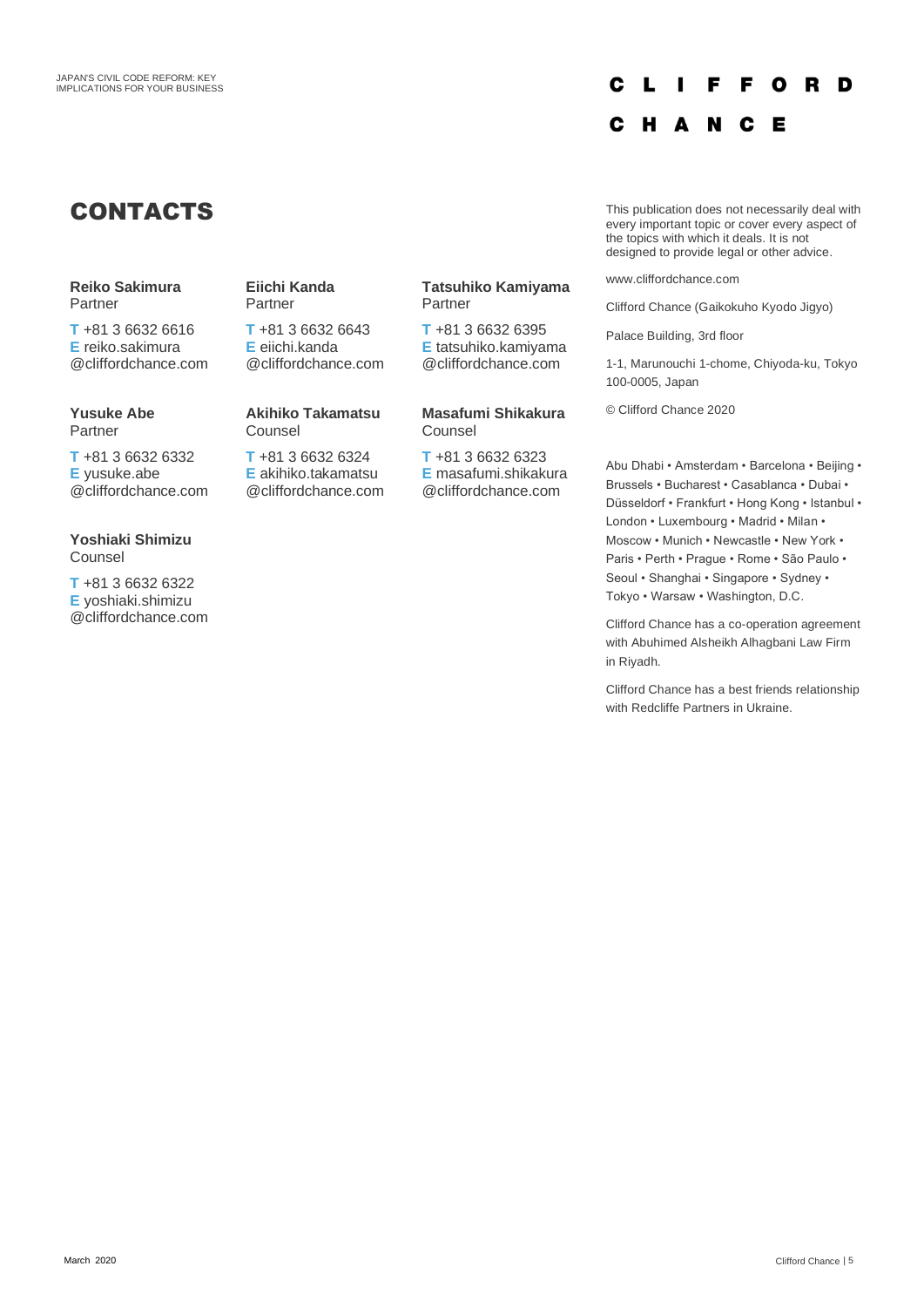## CONTACTS

**Reiko Sakimura**
Partner

T +81 3 6632 6616
E reiko.sakimura@cliffordchance.com

**Eiichi Kanda**
Partner

T +81 3 6632 6643
E eiichi.kanda@cliffordchance.com

**Tatsuhiko Kamiyama**
Partner

T +81 3 6632 6395
E tatsuhiko.kamiyama@cliffordchance.com

**Yusuke Abe**
Partner

T +81 3 6632 6332
E yusuke.abe@cliffordchance.com

**Akihiko Takamatsu**
Counsel

T +81 3 6632 6324
E akihiko.takamatsu@cliffordchance.com

**Masafumi Shikakura**
Counsel

T +81 3 6632 6323
E masafumi.shikakura@cliffordchance.com

**Yoshiaki Shimizu**
Counsel

T +81 3 6632 6322
E yoshiaki.shimizu@cliffordchance.com

This publication does not necessarily deal with every important topic or cover every aspect of the topics with which it deals. It is not designed to provide legal or other advice.

www.cliffordchance.com

Clifford Chance (Gaikokuho Kyodo Jigyo)

Palace Building, 3rd floor

1-1, Marunouchi 1-chome, Chiyoda-ku, Tokyo 100-0005, Japan

© Clifford Chance 2020

Abu Dhabi • Amsterdam • Barcelona • Beijing • Brussels • Bucharest • Casablanca • Dubai • Düsseldorf • Frankfurt • Hong Kong • Istanbul • London • Luxembourg • Madrid • Milan • Moscow • Munich • Newcastle • New York • Paris • Perth • Prague • Rome • São Paulo • Seoul • Shanghai • Singapore • Sydney • Tokyo • Warsaw • Washington, D.C.

Clifford Chance has a co-operation agreement with Abuhimed Alsheikh Alhagbani Law Firm in Riyadh.

Clifford Chance has a best friends relationship with Redcliffe Partners in Ukraine.